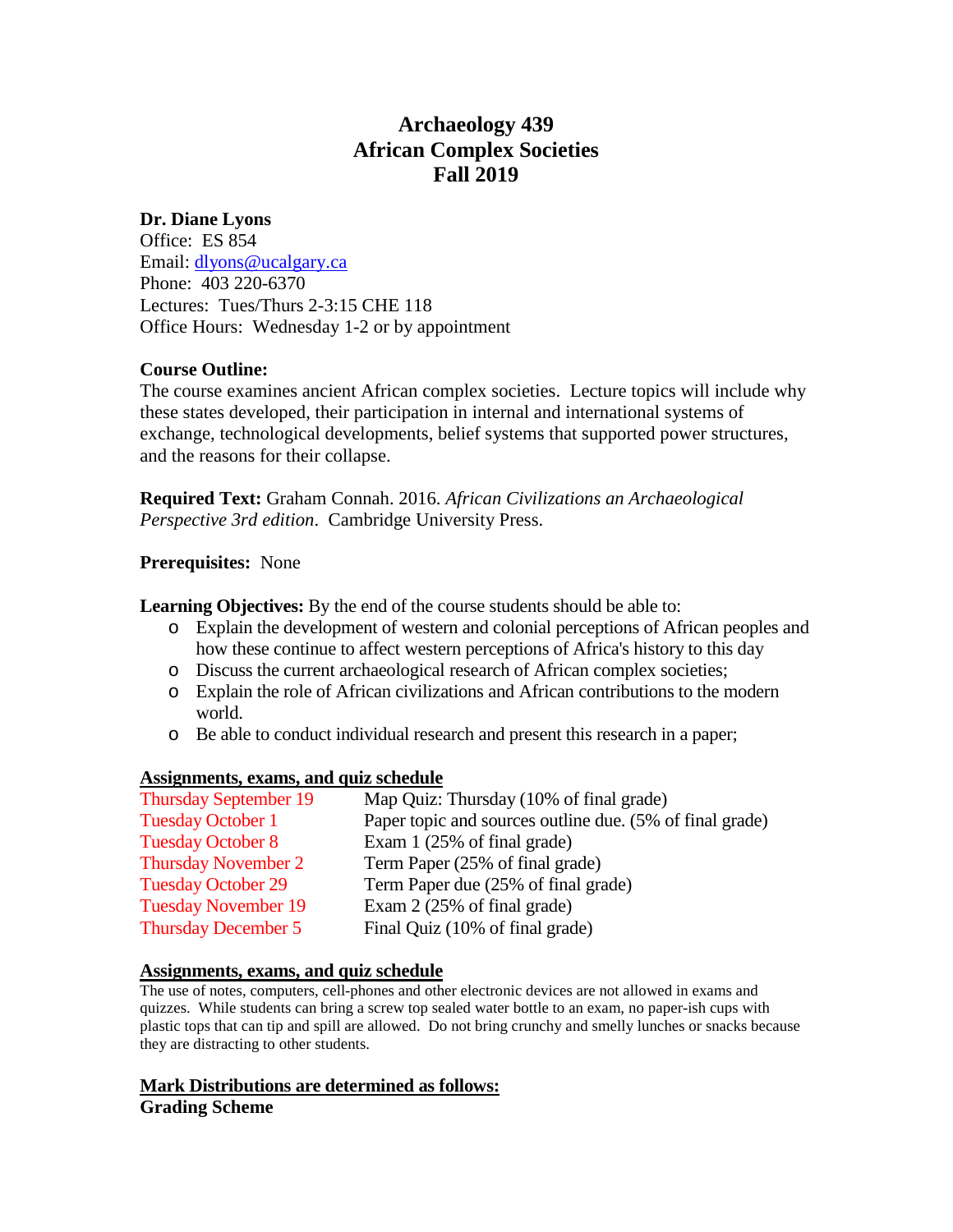# Archaeology 439
# African Complex Societies
# Fall 2019

**Dr. Diane Lyons**
Office: ES 854
Email: dlyons@ucalgary.ca
Phone: 403 220-6370
Lectures: Tues/Thurs 2-3:15 CHE 118
Office Hours: Wednesday 1-2 or by appointment

**Course Outline:**
The course examines ancient African complex societies. Lecture topics will include why these states developed, their participation in internal and international systems of exchange, technological developments, belief systems that supported power structures, and the reasons for their collapse.

**Required Text:** Graham Connah. 2016. *African Civilizations an Archaeological Perspective 3rd edition*. Cambridge University Press.

**Prerequisites:** None

**Learning Objectives:** By the end of the course students should be able to:

- Explain the development of western and colonial perceptions of African peoples and how these continue to affect western perceptions of Africa's history to this day
- Discuss the current archaeological research of African complex societies;
- Explain the role of African civilizations and African contributions to the modern world.
- Be able to conduct individual research and present this research in a paper;

**Assignments, exams, and quiz schedule**

| | |
|---|---|
| Thursday September 19 | Map Quiz: Thursday (10% of final grade) |
| Tuesday October 1 | Paper topic and sources outline due. (5% of final grade) |
| Tuesday October 8 | Exam 1 (25% of final grade) |
| Thursday November 2 | Term Paper (25% of final grade) |
| Tuesday October 29 | Term Paper due (25% of final grade) |
| Tuesday November 19 | Exam 2 (25% of final grade) |
| Thursday December 5 | Final Quiz (10% of final grade) |

**Assignments, exams, and quiz schedule**

The use of notes, computers, cell-phones and other electronic devices are not allowed in exams and quizzes. While students can bring a screw top sealed water bottle to an exam, no paper-ish cups with plastic tops that can tip and spill are allowed. Do not bring crunchy and smelly lunches or snacks because they are distracting to other students.

**Mark Distributions are determined as follows:**

**Grading Scheme**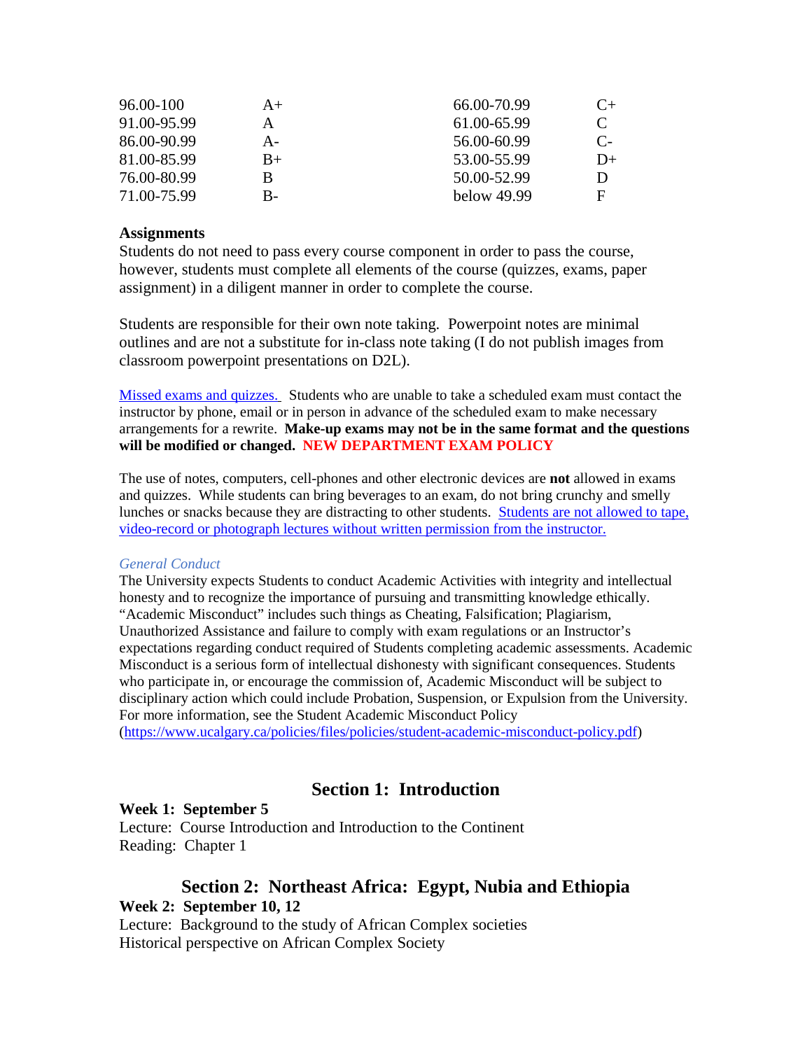| | | | |
|---|---|---|---|
| 96.00-100 | A+ | 66.00-70.99 | C+ |
| 91.00-95.99 | A | 61.00-65.99 | C |
| 86.00-90.99 | A- | 56.00-60.99 | C- |
| 81.00-85.99 | B+ | 53.00-55.99 | D+ |
| 76.00-80.99 | B | 50.00-52.99 | D |
| 71.00-75.99 | B- | below 49.99 | F |

**Assignments**

Students do not need to pass every course component in order to pass the course, however, students must complete all elements of the course (quizzes, exams, paper assignment) in a diligent manner in order to complete the course.

Students are responsible for their own note taking. Powerpoint notes are minimal outlines and are not a substitute for in-class note taking (I do not publish images from classroom powerpoint presentations on D2L).

Missed exams and quizzes. Students who are unable to take a scheduled exam must contact the instructor by phone, email or in person in advance of the scheduled exam to make necessary arrangements for a rewrite. **Make-up exams may not be in the same format and the questions will be modified or changed. NEW DEPARTMENT EXAM POLICY**

The use of notes, computers, cell-phones and other electronic devices are **not** allowed in exams and quizzes. While students can bring beverages to an exam, do not bring crunchy and smelly lunches or snacks because they are distracting to other students. Students are not allowed to tape, video-record or photograph lectures without written permission from the instructor.

*General Conduct*

The University expects Students to conduct Academic Activities with integrity and intellectual honesty and to recognize the importance of pursuing and transmitting knowledge ethically. "Academic Misconduct" includes such things as Cheating, Falsification; Plagiarism, Unauthorized Assistance and failure to comply with exam regulations or an Instructor's expectations regarding conduct required of Students completing academic assessments. Academic Misconduct is a serious form of intellectual dishonesty with significant consequences. Students who participate in, or encourage the commission of, Academic Misconduct will be subject to disciplinary action which could include Probation, Suspension, or Expulsion from the University. For more information, see the Student Academic Misconduct Policy (https://www.ucalgary.ca/policies/files/policies/student-academic-misconduct-policy.pdf)

## Section 1: Introduction

**Week 1: September 5**

Lecture: Course Introduction and Introduction to the Continent

Reading: Chapter 1

## Section 2: Northeast Africa: Egypt, Nubia and Ethiopia

**Week 2: September 10, 12**

Lecture: Background to the study of African Complex societies

Historical perspective on African Complex Society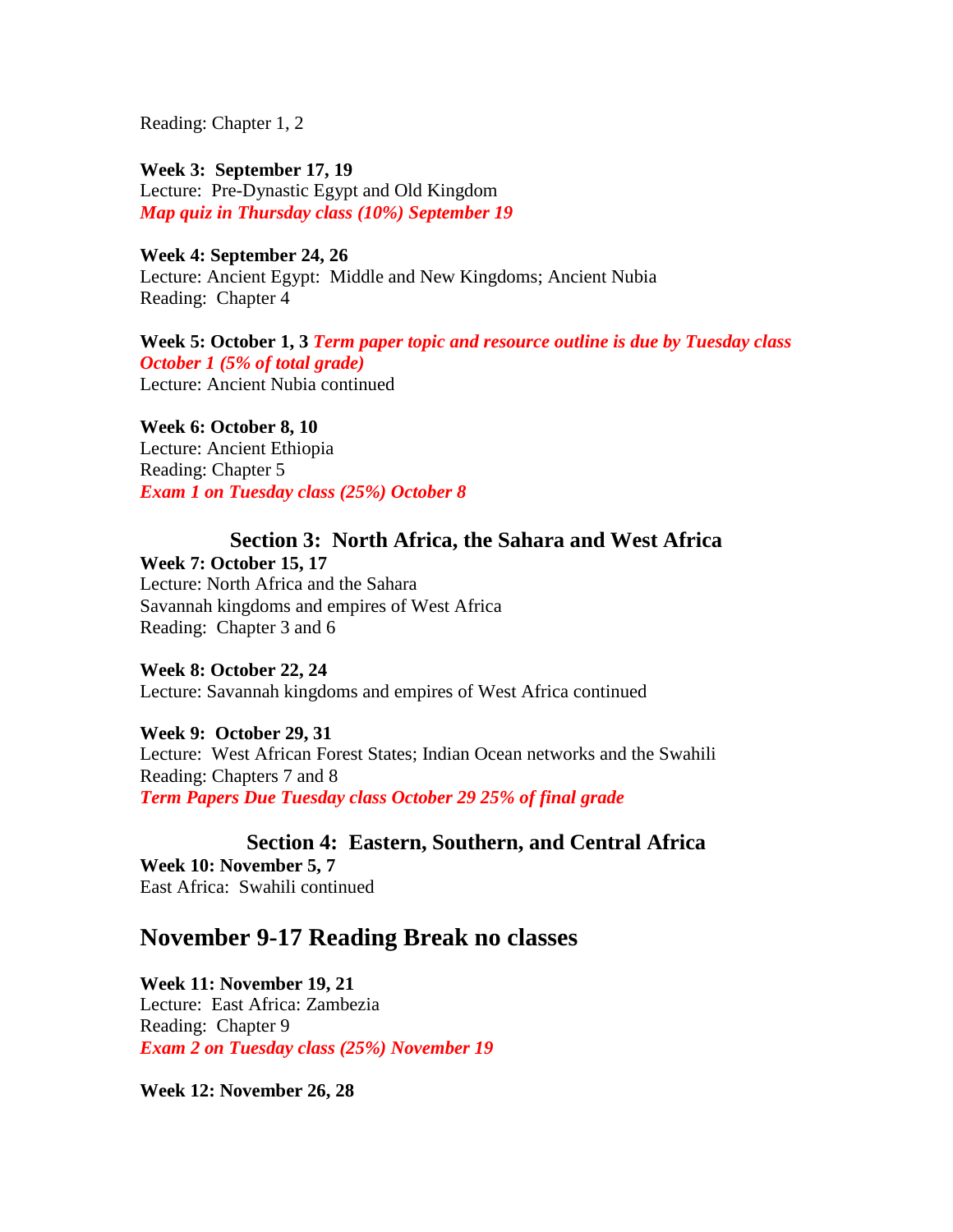Reading: Chapter 1, 2

**Week 3: September 17, 19**
Lecture: Pre-Dynastic Egypt and Old Kingdom
***Map quiz in Thursday class (10%) September 19***

**Week 4: September 24, 26**
Lecture: Ancient Egypt: Middle and New Kingdoms; Ancient Nubia
Reading: Chapter 4

**Week 5: October 1, 3** ***Term paper topic and resource outline is due by Tuesday class October 1 (5% of total grade)***
Lecture: Ancient Nubia continued

**Week 6: October 8, 10**
Lecture: Ancient Ethiopia
Reading: Chapter 5
***Exam 1 on Tuesday class (25%) October 8***

## Section 3: North Africa, the Sahara and West Africa

**Week 7: October 15, 17**
Lecture: North Africa and the Sahara
Savannah kingdoms and empires of West Africa
Reading: Chapter 3 and 6

**Week 8: October 22, 24**
Lecture: Savannah kingdoms and empires of West Africa continued

**Week 9: October 29, 31**
Lecture: West African Forest States; Indian Ocean networks and the Swahili
Reading: Chapters 7 and 8
***Term Papers Due Tuesday class October 29 25% of final grade***

## Section 4: Eastern, Southern, and Central Africa

**Week 10: November 5, 7**
East Africa: Swahili continued

## November 9-17 Reading Break no classes

**Week 11: November 19, 21**
Lecture: East Africa: Zambezia
Reading: Chapter 9
***Exam 2 on Tuesday class (25%) November 19***

**Week 12: November 26, 28**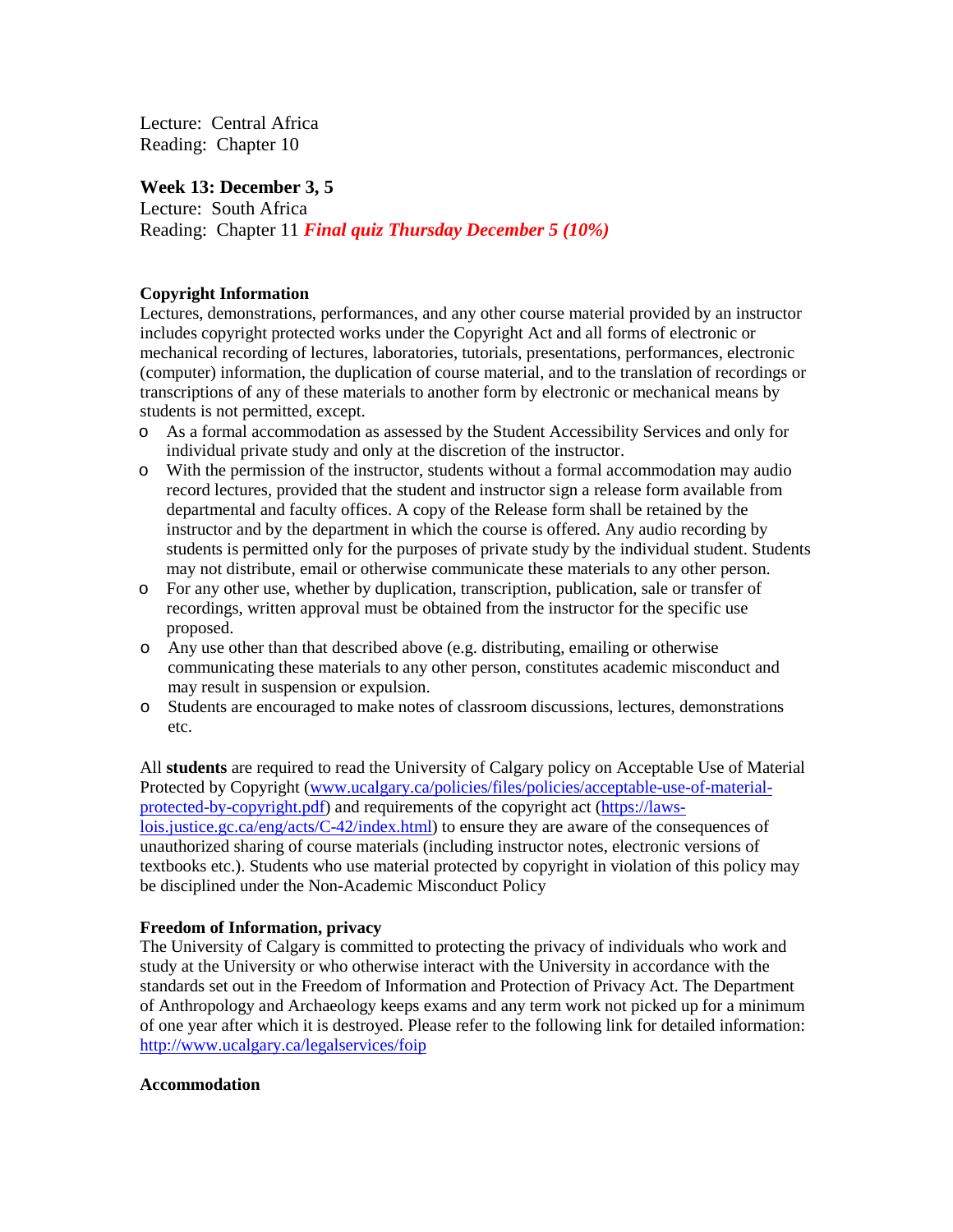Lecture: Central Africa
Reading: Chapter 10

**Week 13: December 3, 5**
Lecture: South Africa
Reading: Chapter 11 ***Final quiz Thursday December 5 (10%)***

**Copyright Information**
Lectures, demonstrations, performances, and any other course material provided by an instructor includes copyright protected works under the Copyright Act and all forms of electronic or mechanical recording of lectures, laboratories, tutorials, presentations, performances, electronic (computer) information, the duplication of course material, and to the translation of recordings or transcriptions of any of these materials to another form by electronic or mechanical means by students is not permitted, except.

- As a formal accommodation as assessed by the Student Accessibility Services and only for individual private study and only at the discretion of the instructor.
- With the permission of the instructor, students without a formal accommodation may audio record lectures, provided that the student and instructor sign a release form available from departmental and faculty offices. A copy of the Release form shall be retained by the instructor and by the department in which the course is offered. Any audio recording by students is permitted only for the purposes of private study by the individual student. Students may not distribute, email or otherwise communicate these materials to any other person.
- For any other use, whether by duplication, transcription, publication, sale or transfer of recordings, written approval must be obtained from the instructor for the specific use proposed.
- Any use other than that described above (e.g. distributing, emailing or otherwise communicating these materials to any other person, constitutes academic misconduct and may result in suspension or expulsion.
- Students are encouraged to make notes of classroom discussions, lectures, demonstrations etc.

All **students** are required to read the University of Calgary policy on Acceptable Use of Material Protected by Copyright (www.ucalgary.ca/policies/files/policies/acceptable-use-of-material-protected-by-copyright.pdf) and requirements of the copyright act (https://laws-lois.justice.gc.ca/eng/acts/C-42/index.html) to ensure they are aware of the consequences of unauthorized sharing of course materials (including instructor notes, electronic versions of textbooks etc.). Students who use material protected by copyright in violation of this policy may be disciplined under the Non-Academic Misconduct Policy

**Freedom of Information, privacy**
The University of Calgary is committed to protecting the privacy of individuals who work and study at the University or who otherwise interact with the University in accordance with the standards set out in the Freedom of Information and Protection of Privacy Act. The Department of Anthropology and Archaeology keeps exams and any term work not picked up for a minimum of one year after which it is destroyed. Please refer to the following link for detailed information: http://www.ucalgary.ca/legalservices/foip

**Accommodation**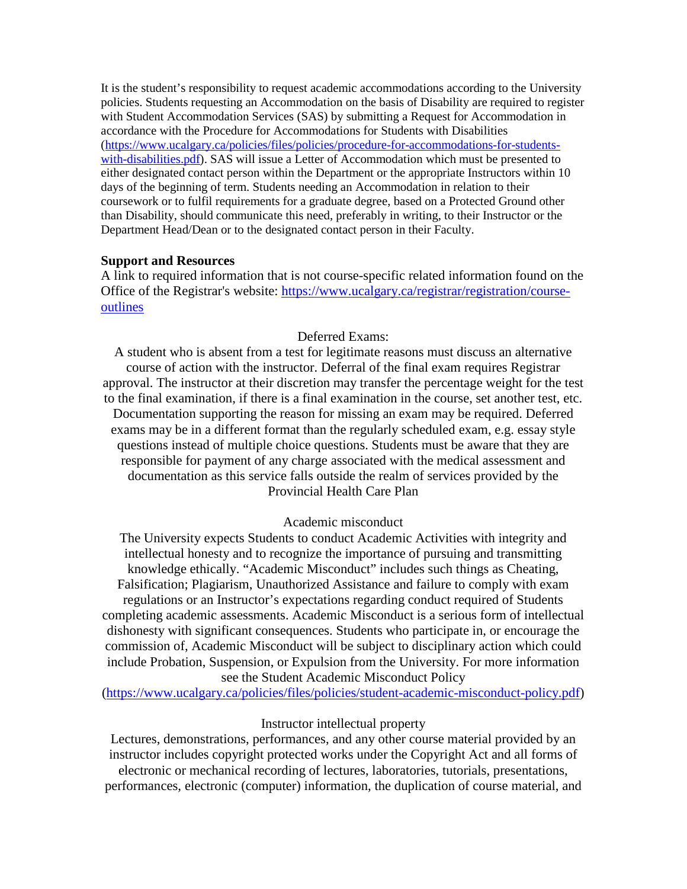It is the student's responsibility to request academic accommodations according to the University policies. Students requesting an Accommodation on the basis of Disability are required to register with Student Accommodation Services (SAS) by submitting a Request for Accommodation in accordance with the Procedure for Accommodations for Students with Disabilities ([https://www.ucalgary.ca/policies/files/policies/procedure-for-accommodations-for-students-with-disabilities.pdf](https://www.ucalgary.ca/policies/files/policies/procedure-for-accommodations-for-students-with-disabilities.pdf)). SAS will issue a Letter of Accommodation which must be presented to either designated contact person within the Department or the appropriate Instructors within 10 days of the beginning of term. Students needing an Accommodation in relation to their coursework or to fulfil requirements for a graduate degree, based on a Protected Ground other than Disability, should communicate this need, preferably in writing, to their Instructor or the Department Head/Dean or to the designated contact person in their Faculty.

**Support and Resources**

A link to required information that is not course-specific related information found on the Office of the Registrar's website: [https://www.ucalgary.ca/registrar/registration/course-outlines](https://www.ucalgary.ca/registrar/registration/course-outlines)

Deferred Exams:

A student who is absent from a test for legitimate reasons must discuss an alternative course of action with the instructor. Deferral of the final exam requires Registrar approval. The instructor at their discretion may transfer the percentage weight for the test to the final examination, if there is a final examination in the course, set another test, etc. Documentation supporting the reason for missing an exam may be required. Deferred exams may be in a different format than the regularly scheduled exam, e.g. essay style questions instead of multiple choice questions. Students must be aware that they are responsible for payment of any charge associated with the medical assessment and documentation as this service falls outside the realm of services provided by the Provincial Health Care Plan

Academic misconduct

The University expects Students to conduct Academic Activities with integrity and intellectual honesty and to recognize the importance of pursuing and transmitting knowledge ethically. "Academic Misconduct" includes such things as Cheating, Falsification; Plagiarism, Unauthorized Assistance and failure to comply with exam regulations or an Instructor's expectations regarding conduct required of Students completing academic assessments. Academic Misconduct is a serious form of intellectual dishonesty with significant consequences. Students who participate in, or encourage the commission of, Academic Misconduct will be subject to disciplinary action which could include Probation, Suspension, or Expulsion from the University. For more information see the Student Academic Misconduct Policy ([https://www.ucalgary.ca/policies/files/policies/student-academic-misconduct-policy.pdf](https://www.ucalgary.ca/policies/files/policies/student-academic-misconduct-policy.pdf))

Instructor intellectual property

Lectures, demonstrations, performances, and any other course material provided by an instructor includes copyright protected works under the Copyright Act and all forms of electronic or mechanical recording of lectures, laboratories, tutorials, presentations, performances, electronic (computer) information, the duplication of course material, and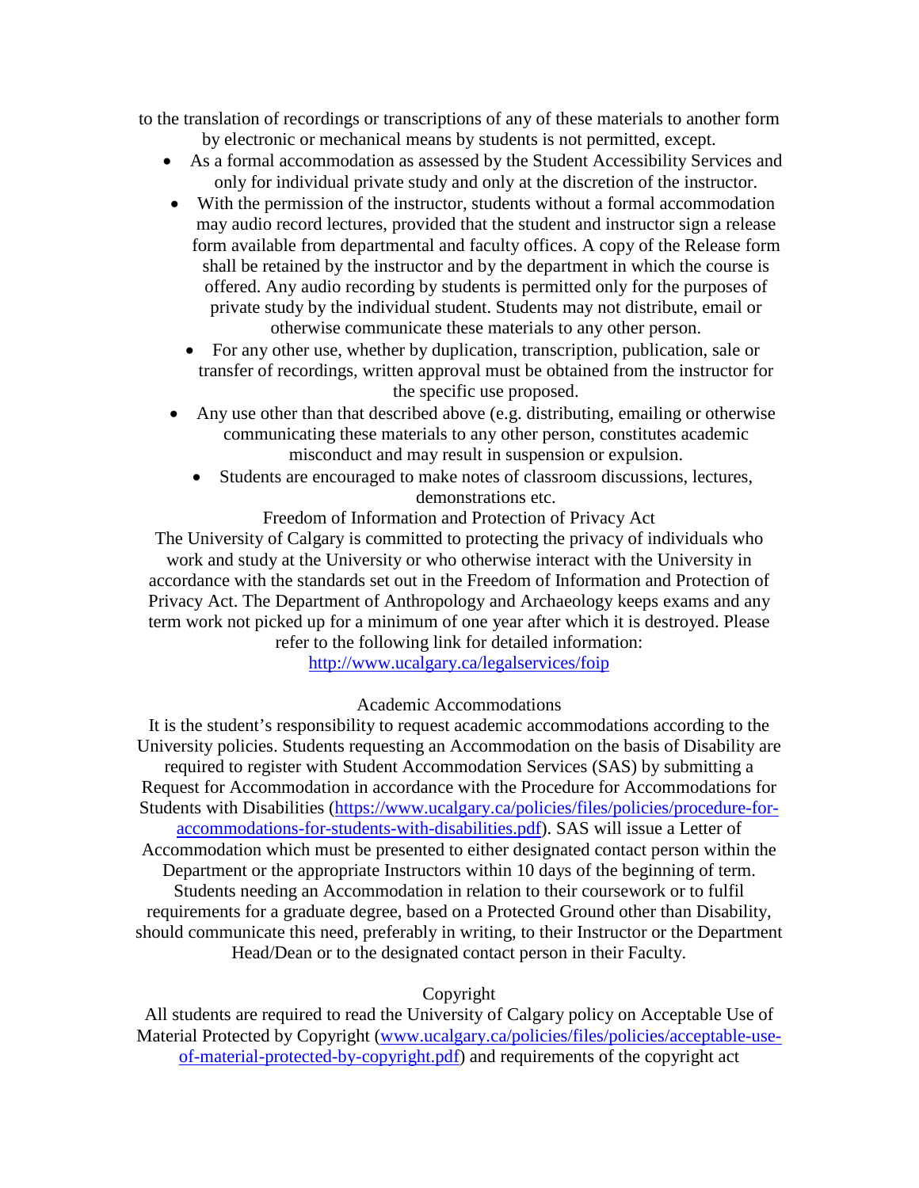to the translation of recordings or transcriptions of any of these materials to another form by electronic or mechanical means by students is not permitted, except.

- As a formal accommodation as assessed by the Student Accessibility Services and only for individual private study and only at the discretion of the instructor.
- With the permission of the instructor, students without a formal accommodation may audio record lectures, provided that the student and instructor sign a release form available from departmental and faculty offices. A copy of the Release form shall be retained by the instructor and by the department in which the course is offered. Any audio recording by students is permitted only for the purposes of private study by the individual student. Students may not distribute, email or otherwise communicate these materials to any other person.
- For any other use, whether by duplication, transcription, publication, sale or transfer of recordings, written approval must be obtained from the instructor for the specific use proposed.
- Any use other than that described above (e.g. distributing, emailing or otherwise communicating these materials to any other person, constitutes academic misconduct and may result in suspension or expulsion.
- Students are encouraged to make notes of classroom discussions, lectures, demonstrations etc.

Freedom of Information and Protection of Privacy Act

The University of Calgary is committed to protecting the privacy of individuals who work and study at the University or who otherwise interact with the University in accordance with the standards set out in the Freedom of Information and Protection of Privacy Act. The Department of Anthropology and Archaeology keeps exams and any term work not picked up for a minimum of one year after which it is destroyed. Please refer to the following link for detailed information: [http://www.ucalgary.ca/legalservices/foip](http://www.ucalgary.ca/legalservices/foip)

Academic Accommodations

It is the student's responsibility to request academic accommodations according to the University policies. Students requesting an Accommodation on the basis of Disability are required to register with Student Accommodation Services (SAS) by submitting a Request for Accommodation in accordance with the Procedure for Accommodations for Students with Disabilities ([https://www.ucalgary.ca/policies/files/policies/procedure-for-accommodations-for-students-with-disabilities.pdf](https://www.ucalgary.ca/policies/files/policies/procedure-for-accommodations-for-students-with-disabilities.pdf)). SAS will issue a Letter of Accommodation which must be presented to either designated contact person within the Department or the appropriate Instructors within 10 days of the beginning of term. Students needing an Accommodation in relation to their coursework or to fulfil requirements for a graduate degree, based on a Protected Ground other than Disability, should communicate this need, preferably in writing, to their Instructor or the Department Head/Dean or to the designated contact person in their Faculty.

Copyright

All students are required to read the University of Calgary policy on Acceptable Use of Material Protected by Copyright ([www.ucalgary.ca/policies/files/policies/acceptable-use-of-material-protected-by-copyright.pdf](www.ucalgary.ca/policies/files/policies/acceptable-use-of-material-protected-by-copyright.pdf)) and requirements of the copyright act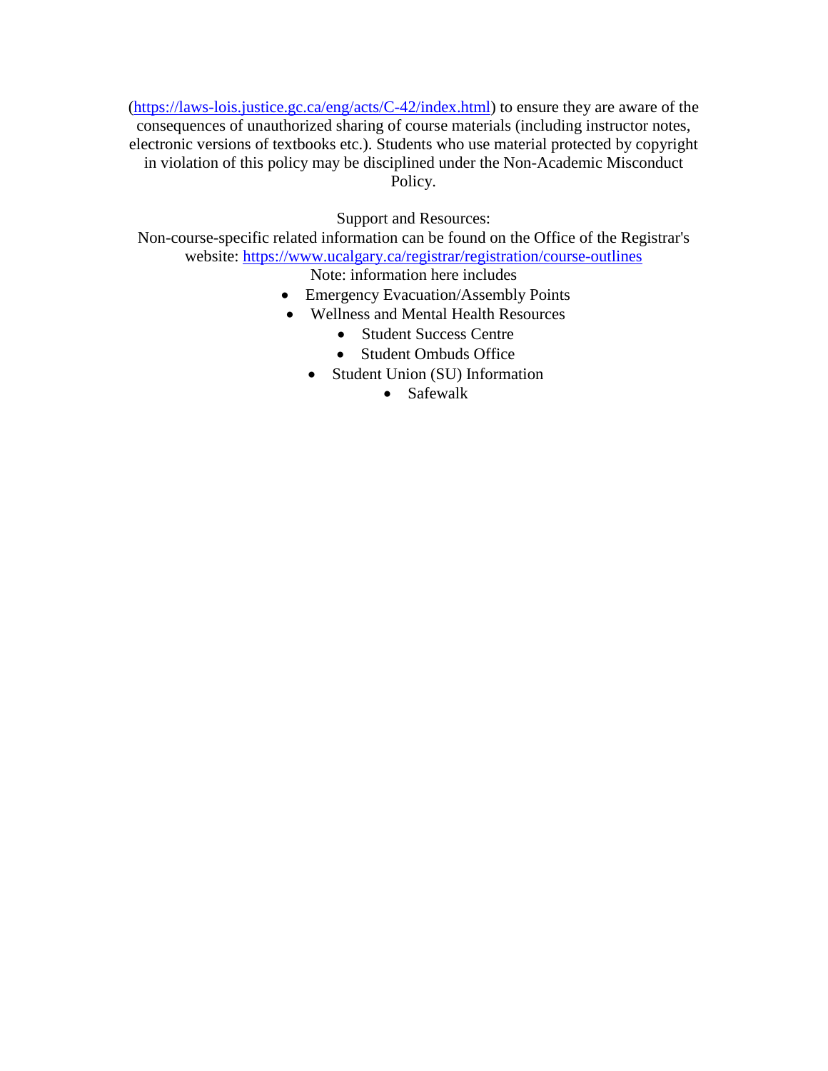(https://laws-lois.justice.gc.ca/eng/acts/C-42/index.html) to ensure they are aware of the consequences of unauthorized sharing of course materials (including instructor notes, electronic versions of textbooks etc.). Students who use material protected by copyright in violation of this policy may be disciplined under the Non-Academic Misconduct Policy.

Support and Resources:

Non-course-specific related information can be found on the Office of the Registrar's website: https://www.ucalgary.ca/registrar/registration/course-outlines

Note: information here includes

- Emergency Evacuation/Assembly Points
- Wellness and Mental Health Resources
- Student Success Centre
- Student Ombuds Office
- Student Union (SU) Information
- Safewalk